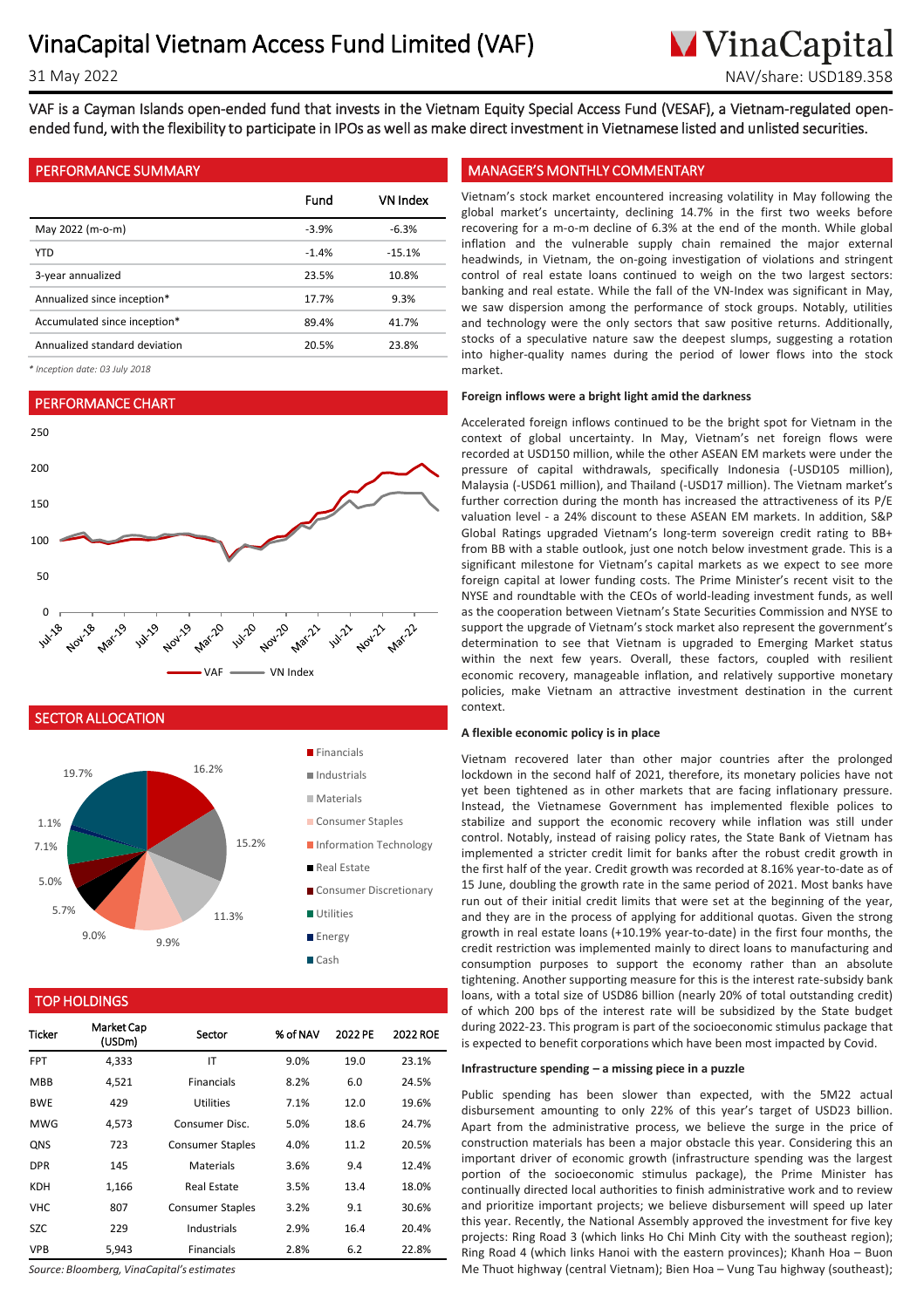# VinaCapital Vietnam Access Fund Limited (VAF)

31 May 2022

NAV/share: USD189.358

VAF is a Cayman Islands open-ended fund that invests in the Vietnam Equity Special Access Fund (VESAF), a Vietnam-regulated open-ended fund, with the flexibility to participate in IPOs as well as make direct investment in Vietnamese listed and unlisted securities.

## PERFORMANCE SUMMARY

| | Fund | VN Index |
|---|---|---|
| May 2022 (m-o-m) | -3.9% | -6.3% |
| YTD | -1.4% | -15.1% |
| 3-year annualized | 23.5% | 10.8% |
| Annualized since inception* | 17.7% | 9.3% |
| Accumulated since inception* | 89.4% | 41.7% |
| Annualized standard deviation | 20.5% | 23.8% |

*\* Inception date: 03 July 2018*

## PERFORMANCE CHART

VAF — VN Index

## SECTOR ALLOCATION

- Financials 16.2%
- Industrials 15.2%
- Materials 11.3%
- Consumer Staples 9.9%
- Information Technology 9.0%
- Real Estate 5.7%
- Consumer Discretionary 5.0%
- Utilities 7.1%
- Energy 1.1%
- Cash 19.7%

## TOP HOLDINGS

| Ticker | Market Cap (USDm) | Sector | % of NAV | 2022 PE | 2022 ROE |
|---|---|---|---|---|---|
| FPT | 4,333 | IT | 9.0% | 19.0 | 23.1% |
| MBB | 4,521 | Financials | 8.2% | 6.0 | 24.5% |
| BWE | 429 | Utilities | 7.1% | 12.0 | 19.6% |
| MWG | 4,573 | Consumer Disc. | 5.0% | 18.6 | 24.7% |
| QNS | 723 | Consumer Staples | 4.0% | 11.2 | 20.5% |
| DPR | 145 | Materials | 3.6% | 9.4 | 12.4% |
| KDH | 1,166 | Real Estate | 3.5% | 13.4 | 18.0% |
| VHC | 807 | Consumer Staples | 3.2% | 9.1 | 30.6% |
| SZC | 229 | Industrials | 2.9% | 16.4 | 20.4% |
| VPB | 5,943 | Financials | 2.8% | 6.2 | 22.8% |

*Source: Bloomberg, VinaCapital's estimates*

## MANAGER'S MONTHLY COMMENTARY

Vietnam's stock market encountered increasing volatility in May following the global market's uncertainty, declining 14.7% in the first two weeks before recovering for a m-o-m decline of 6.3% at the end of the month. While global inflation and the vulnerable supply chain remained the major external headwinds, in Vietnam, the on-going investigation of violations and stringent control of real estate loans continued to weigh on the two largest sectors: banking and real estate. While the fall of the VN-Index was significant in May, we saw dispersion among the performance of stock groups. Notably, utilities and technology were the only sectors that saw positive returns. Additionally, stocks of a speculative nature saw the deepest slumps, suggesting a rotation into higher-quality names during the period of lower flows into the stock market.

### Foreign inflows were a bright light amid the darkness

Accelerated foreign inflows continued to be the bright spot for Vietnam in the context of global uncertainty. In May, Vietnam's net foreign flows were recorded at USD150 million, while the other ASEAN EM markets were under the pressure of capital withdrawals, specifically Indonesia (-USD105 million), Malaysia (-USD61 million), and Thailand (-USD17 million). The Vietnam market's further correction during the month has increased the attractiveness of its P/E valuation level - a 24% discount to these ASEAN EM markets. In addition, S&P Global Ratings upgraded Vietnam's long-term sovereign credit rating to BB+ from BB with a stable outlook, just one notch below investment grade. This is a significant milestone for Vietnam's capital markets as we expect to see more foreign capital at lower funding costs. The Prime Minister's recent visit to the NYSE and roundtable with the CEOs of world-leading investment funds, as well as the cooperation between Vietnam's State Securities Commission and NYSE to support the upgrade of Vietnam's stock market also represent the government's determination to see that Vietnam is upgraded to Emerging Market status within the next few years. Overall, these factors, coupled with resilient economic recovery, manageable inflation, and relatively supportive monetary policies, make Vietnam an attractive investment destination in the current context.

### A flexible economic policy is in place

Vietnam recovered later than other major countries after the prolonged lockdown in the second half of 2021, therefore, its monetary policies have not yet been tightened as in other markets that are facing inflationary pressure. Instead, the Vietnamese Government has implemented flexible polices to stabilize and support the economic recovery while inflation was still under control. Notably, instead of raising policy rates, the State Bank of Vietnam has implemented a stricter credit limit for banks after the robust credit growth in the first half of the year. Credit growth was recorded at 8.16% year-to-date as of 15 June, doubling the growth rate in the same period of 2021. Most banks have run out of their initial credit limits that were set at the beginning of the year, and they are in the process of applying for additional quotas. Given the strong growth in real estate loans (+10.19% year-to-date) in the first four months, the credit restriction was implemented mainly to direct loans to manufacturing and consumption purposes to support the economy rather than an absolute tightening. Another supporting measure for this is the interest rate-subsidy bank loans, with a total size of USD86 billion (nearly 20% of total outstanding credit) of which 200 bps of the interest rate will be subsidized by the State budget during 2022-23. This program is part of the socioeconomic stimulus package that is expected to benefit corporations which have been most impacted by Covid.

### Infrastructure spending – a missing piece in a puzzle

Public spending has been slower than expected, with the 5M22 actual disbursement amounting to only 22% of this year's target of USD23 billion. Apart from the administrative process, we believe the surge in the price of construction materials has been a major obstacle this year. Considering this an important driver of economic growth (infrastructure spending was the largest portion of the socioeconomic stimulus package), the Prime Minister has continually directed local authorities to finish administrative work and to review and prioritize important projects; we believe disbursement will speed up later this year. Recently, the National Assembly approved the investment for five key projects: Ring Road 3 (which links Ho Chi Minh City with the southeast region); Ring Road 4 (which links Hanoi with the eastern provinces); Khanh Hoa – Buon Me Thuot highway (central Vietnam); Bien Hoa – Vung Tau highway (southeast);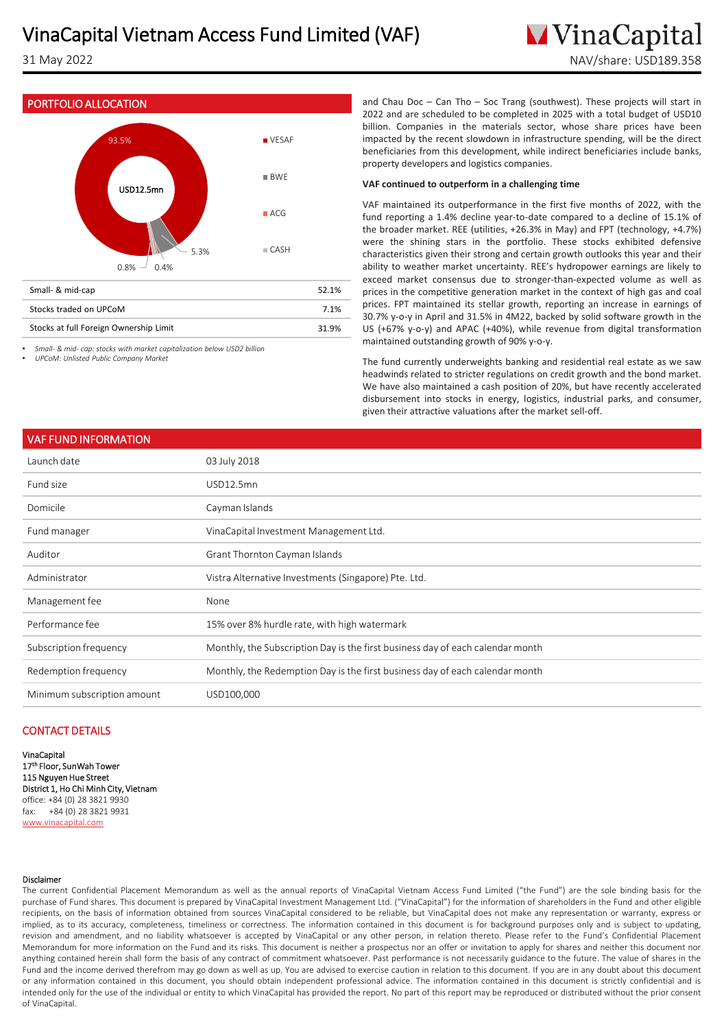# VinaCapital Vietnam Access Fund Limited (VAF)

31 May 2022

NAV/share: USD189.358

## PORTFOLIO ALLOCATION

93.5%
USD12.5mn
5.3%
0.8%
0.4%
VESAF
BWE
ACG
CASH

| | |
|---|---|
| Small- & mid-cap | 52.1% |
| Stocks traded on UPCoM | 7.1% |
| Stocks at full Foreign Ownership Limit | 31.9% |

- *Small- & mid- cap: stocks with market capitalization below USD2 billion*
- *UPCoM: Unlisted Public Company Market*

and Chau Doc – Can Tho – Soc Trang (southwest). These projects will start in 2022 and are scheduled to be completed in 2025 with a total budget of USD10 billion. Companies in the materials sector, whose share prices have been impacted by the recent slowdown in infrastructure spending, will be the direct beneficiaries from this development, while indirect beneficiaries include banks, property developers and logistics companies.

**VAF continued to outperform in a challenging time**

VAF maintained its outperformance in the first five months of 2022, with the fund reporting a 1.4% decline year-to-date compared to a decline of 15.1% of the broader market. REE (utilities, +26.3% in May) and FPT (technology, +4.7%) were the shining stars in the portfolio. These stocks exhibited defensive characteristics given their strong and certain growth outlooks this year and their ability to weather market uncertainty. REE's hydropower earnings are likely to exceed market consensus due to stronger-than-expected volume as well as prices in the competitive generation market in the context of high gas and coal prices. FPT maintained its stellar growth, reporting an increase in earnings of 30.7% y-o-y in April and 31.5% in 4M22, backed by solid software growth in the US (+67% y-o-y) and APAC (+40%), while revenue from digital transformation maintained outstanding growth of 90% y-o-y.

The fund currently underweights banking and residential real estate as we saw headwinds related to stricter regulations on credit growth and the bond market. We have also maintained a cash position of 20%, but have recently accelerated disbursement into stocks in energy, logistics, industrial parks, and consumer, given their attractive valuations after the market sell-off.

## VAF FUND INFORMATION

| | |
|---|---|
| Launch date | 03 July 2018 |
| Fund size | USD12.5mn |
| Domicile | Cayman Islands |
| Fund manager | VinaCapital Investment Management Ltd. |
| Auditor | Grant Thornton Cayman Islands |
| Administrator | Vistra Alternative Investments (Singapore) Pte. Ltd. |
| Management fee | None |
| Performance fee | 15% over 8% hurdle rate, with high watermark |
| Subscription frequency | Monthly, the Subscription Day is the first business day of each calendar month |
| Redemption frequency | Monthly, the Redemption Day is the first business day of each calendar month |
| Minimum subscription amount | USD100,000 |

## CONTACT DETAILS

**VinaCapital**
**17th Floor, SunWah Tower**
**115 Nguyen Hue Street**
**District 1, Ho Chi Minh City, Vietnam**
office: +84 (0) 28 3821 9930
fax: +84 (0) 28 3821 9931
www.vinacapital.com

**Disclaimer**

The current Confidential Placement Memorandum as well as the annual reports of VinaCapital Vietnam Access Fund Limited ("the Fund") are the sole binding basis for the purchase of Fund shares. This document is prepared by VinaCapital Investment Management Ltd. ("VinaCapital") for the information of shareholders in the Fund and other eligible recipients, on the basis of information obtained from sources VinaCapital considered to be reliable, but VinaCapital does not make any representation or warranty, express or implied, as to its accuracy, completeness, timeliness or correctness. The information contained in this document is for background purposes only and is subject to updating, revision and amendment, and no liability whatsoever is accepted by VinaCapital or any other person, in relation thereto. Please refer to the Fund's Confidential Placement Memorandum for more information on the Fund and its risks. This document is neither a prospectus nor an offer or invitation to apply for shares and neither this document nor anything contained herein shall form the basis of any contract of commitment whatsoever. Past performance is not necessarily guidance to the future. The value of shares in the Fund and the income derived therefrom may go down as well as up. You are advised to exercise caution in relation to this document. If you are in any doubt about this document or any information contained in this document, you should obtain independent professional advice. The information contained in this document is strictly confidential and is intended only for the use of the individual or entity to which VinaCapital has provided the report. No part of this report may be reproduced or distributed without the prior consent of VinaCapital.